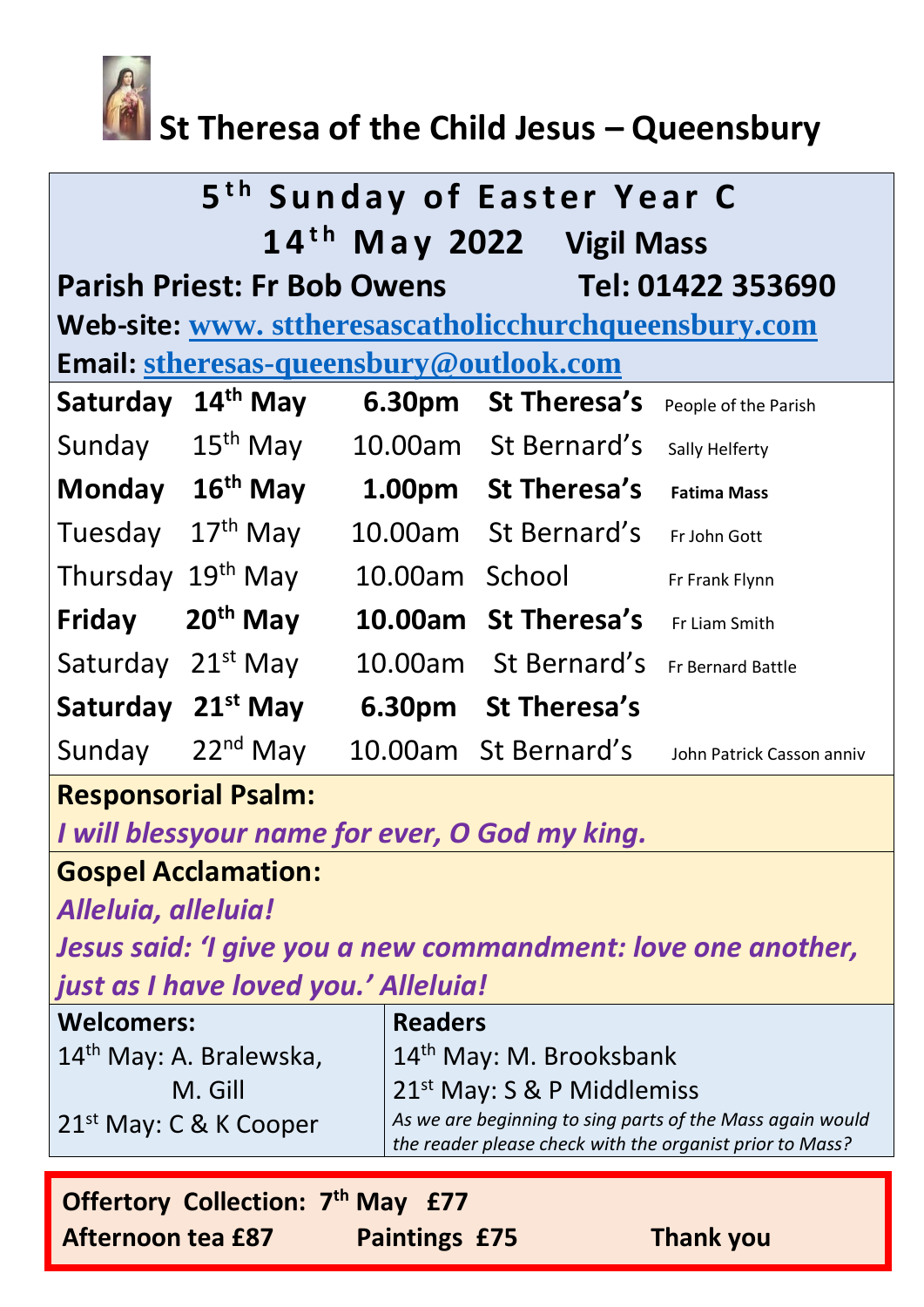# St Theresa of the Child Jesus – Queensbury

## 5th Sunday of Easter Year C

**14th May 2022 Vigil Mass**

**Parish Priest: Fr Bob Owens Tel: 01422 353690**

**Web-site:** www. sttheresascatholicchurchqueensbury.com

**Email:** stheresas-queensbury@outlook.com

| | | | | |
|---|---|---|---|---|
| **Saturday** | **14th May** | **6.30pm** | **St Theresa's** | People of the Parish |
| Sunday | 15th May | 10.00am | St Bernard's | Sally Helferty |
| **Monday** | **16th May** | **1.00pm** | **St Theresa's** | **Fatima Mass** |
| Tuesday | 17th May | 10.00am | St Bernard's | Fr John Gott |
| Thursday | 19th May | 10.00am | School | Fr Frank Flynn |
| **Friday** | **20th May** | **10.00am** | **St Theresa's** | Fr Liam Smith |
| Saturday | 21st May | 10.00am | St Bernard's | Fr Bernard Battle |
| **Saturday** | **21st May** | **6.30pm** | **St Theresa's** | |
| Sunday | 22nd May | 10.00am | St Bernard's | John Patrick Casson anniv |

**Responsorial Psalm:**

***I will blessyour name for ever, O God my king.***

**Gospel Acclamation:**

***Alleluia, alleluia!***

***Jesus said: 'I give you a new commandment: love one another, just as I have loved you.' Alleluia!***

| **Welcomers:** | **Readers** |
|---|---|
| 14th May: A. Bralewska, M. Gill | 14th May: M. Brooksbank |
| 21st May: C & K Cooper | 21st May: S & P Middlemiss |
| | *As we are beginning to sing parts of the Mass again would the reader please check with the organist prior to Mass?* |

**Offertory Collection: 7th May £77**

**Afternoon tea £87 Paintings £75 Thank you**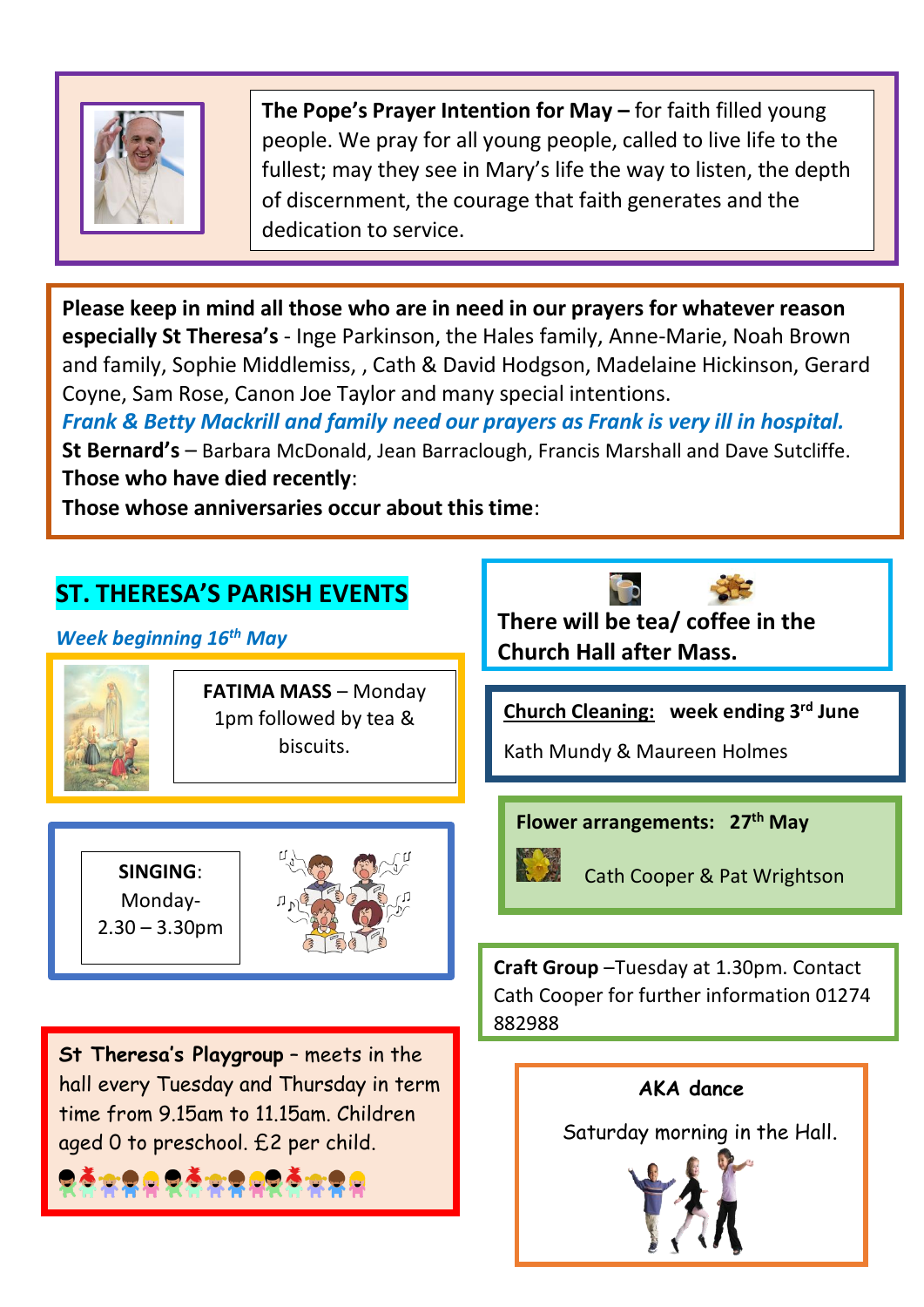**The Pope's Prayer Intention for May –** for faith filled young people. We pray for all young people, called to live life to the fullest; may they see in Mary's life the way to listen, the depth of discernment, the courage that faith generates and the dedication to service.

**Please keep in mind all those who are in need in our prayers for whatever reason especially St Theresa's** - Inge Parkinson, the Hales family, Anne-Marie, Noah Brown and family, Sophie Middlemiss, , Cath & David Hodgson, Madelaine Hickinson, Gerard Coyne, Sam Rose, Canon Joe Taylor and many special intentions.

***Frank & Betty Mackrill and family need our prayers as Frank is very ill in hospital.***

**St Bernard's** – Barbara McDonald, Jean Barraclough, Francis Marshall and Dave Sutcliffe.

**Those who have died recently**:

**Those whose anniversaries occur about this time**:

## ST. THERESA'S PARISH EVENTS

***Week beginning 16th May***

**FATIMA MASS** – Monday 1pm followed by tea & biscuits.

**SINGING**: Monday- 2.30 – 3.30pm

St Theresa's Playgroup – meets in the hall every Tuesday and Thursday in term time from 9.15am to 11.15am. Children aged 0 to preschool. £2 per child.

**There will be tea/ coffee in the Church Hall after Mass.**

**Church Cleaning:** **week ending 3rd June**

Kath Mundy & Maureen Holmes

**Flower arrangements: 27th May**

Cath Cooper & Pat Wrightson

**Craft Group** –Tuesday at 1.30pm. Contact Cath Cooper for further information 01274 882988

**AKA dance**

Saturday morning in the Hall.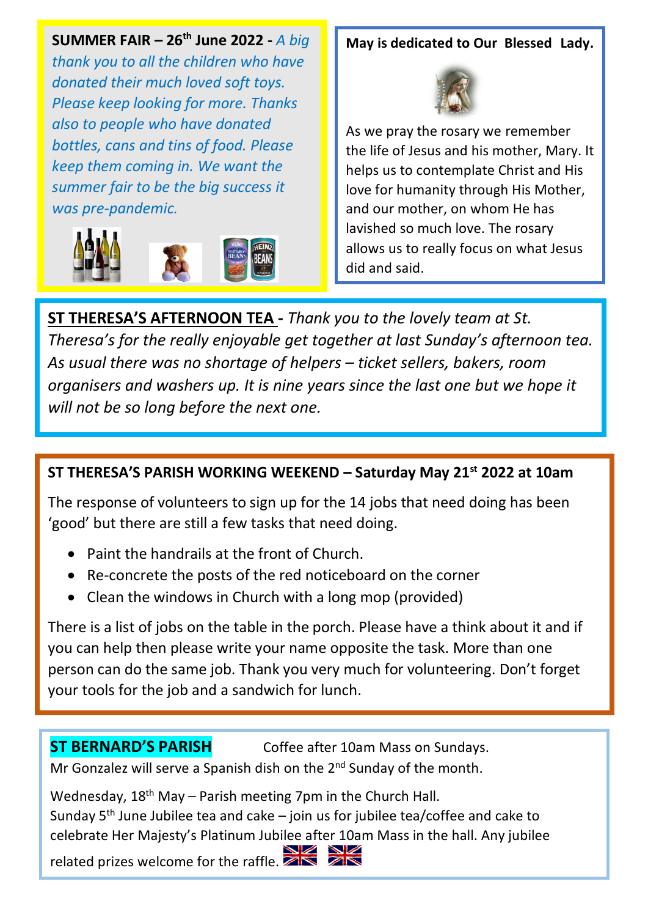**SUMMER FAIR – 26th June 2022 -** *A big thank you to all the children who have donated their much loved soft toys. Please keep looking for more. Thanks also to people who have donated bottles, cans and tins of food. Please keep them coming in. We want the summer fair to be the big success it was pre-pandemic.*

**May is dedicated to Our Blessed Lady.**

As we pray the rosary we remember the life of Jesus and his mother, Mary. It helps us to contemplate Christ and His love for humanity through His Mother, and our mother, on whom He has lavished so much love. The rosary allows us to really focus on what Jesus did and said.

**ST THERESA'S AFTERNOON TEA -** *Thank you to the lovely team at St. Theresa's for the really enjoyable get together at last Sunday's afternoon tea. As usual there was no shortage of helpers – ticket sellers, bakers, room organisers and washers up. It is nine years since the last one but we hope it will not be so long before the next one.*

**ST THERESA'S PARISH WORKING WEEKEND – Saturday May 21st 2022 at 10am**

The response of volunteers to sign up for the 14 jobs that need doing has been 'good' but there are still a few tasks that need doing.

- Paint the handrails at the front of Church.
- Re-concrete the posts of the red noticeboard on the corner
- Clean the windows in Church with a long mop (provided)

There is a list of jobs on the table in the porch. Please have a think about it and if you can help then please write your name opposite the task. More than one person can do the same job. Thank you very much for volunteering. Don't forget your tools for the job and a sandwich for lunch.

**ST BERNARD'S PARISH** Coffee after 10am Mass on Sundays.

Mr Gonzalez will serve a Spanish dish on the 2nd Sunday of the month.

Wednesday, 18th May – Parish meeting 7pm in the Church Hall.
Sunday 5th June Jubilee tea and cake – join us for jubilee tea/coffee and cake to celebrate Her Majesty's Platinum Jubilee after 10am Mass in the hall. Any jubilee related prizes welcome for the raffle.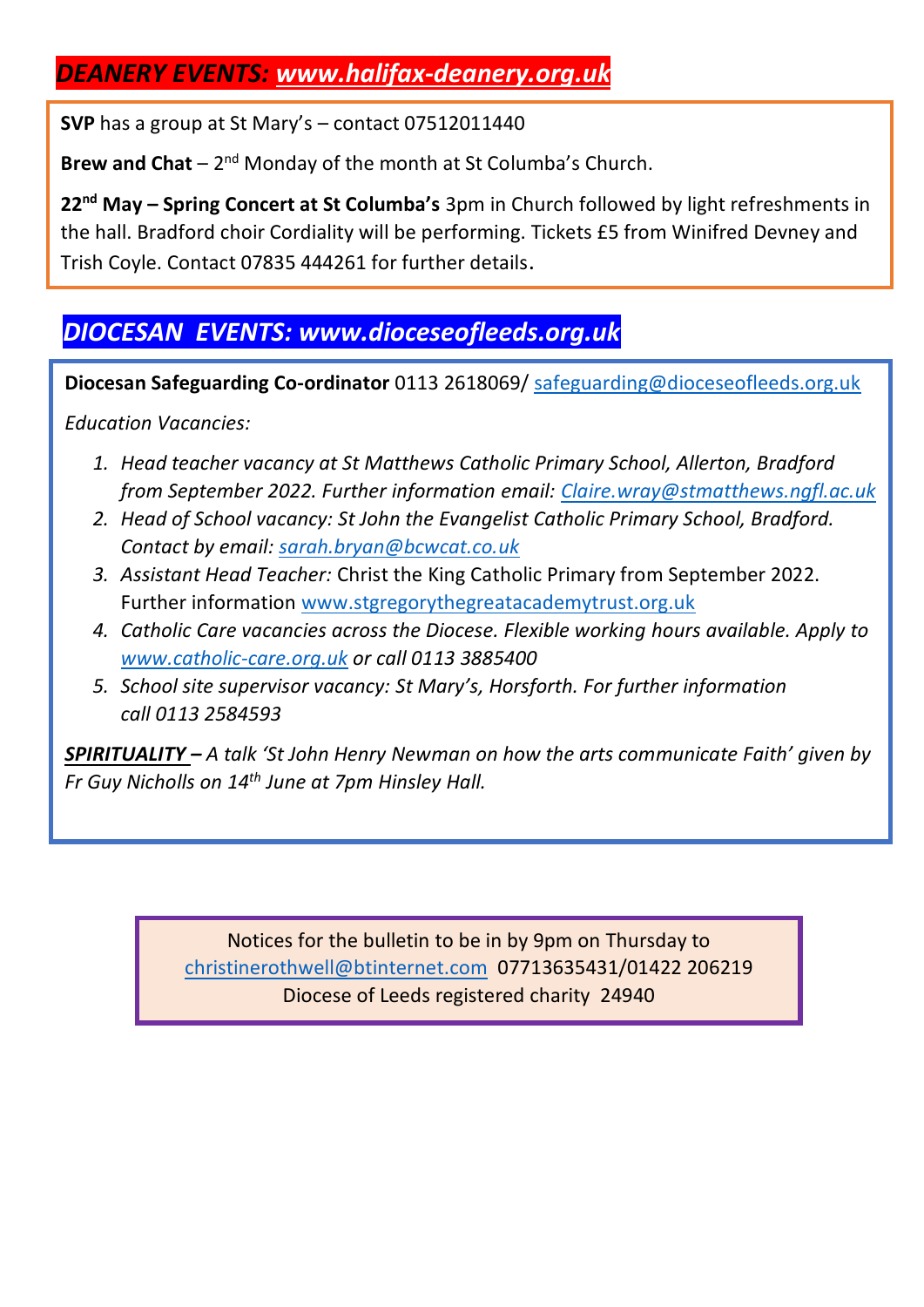## *DEANERY EVENTS: www.halifax-deanery.org.uk*

**SVP** has a group at St Mary's – contact 07512011440

**Brew and Chat** – 2nd Monday of the month at St Columba's Church.

**22nd May – Spring Concert at St Columba's** 3pm in Church followed by light refreshments in the hall. Bradford choir Cordiality will be performing. Tickets £5 from Winifred Devney and Trish Coyle. Contact 07835 444261 for further details.

## *DIOCESAN EVENTS: www.dioceseofleeds.org.uk*

**Diocesan Safeguarding Co-ordinator** 0113 2618069/ safeguarding@dioceseofleeds.org.uk

*Education Vacancies:*

1. *Head teacher vacancy at St Matthews Catholic Primary School, Allerton, Bradford from September 2022. Further information email: Claire.wray@stmatthews.ngfl.ac.uk*
2. *Head of School vacancy: St John the Evangelist Catholic Primary School, Bradford. Contact by email: sarah.bryan@bcwcat.co.uk*
3. *Assistant Head Teacher:* Christ the King Catholic Primary from September 2022. Further information www.stgregorythegreatacademytrust.org.uk
4. *Catholic Care vacancies across the Diocese. Flexible working hours available. Apply to www.catholic-care.org.uk or call 0113 3885400*
5. *School site supervisor vacancy: St Mary's, Horsforth. For further information call 0113 2584593*

***SPIRITUALITY*** *– A talk 'St John Henry Newman on how the arts communicate Faith' given by Fr Guy Nicholls on 14th June at 7pm Hinsley Hall.*

Notices for the bulletin to be in by 9pm on Thursday to christinerothwell@btinternet.com 07713635431/01422 206219
Diocese of Leeds registered charity 24940